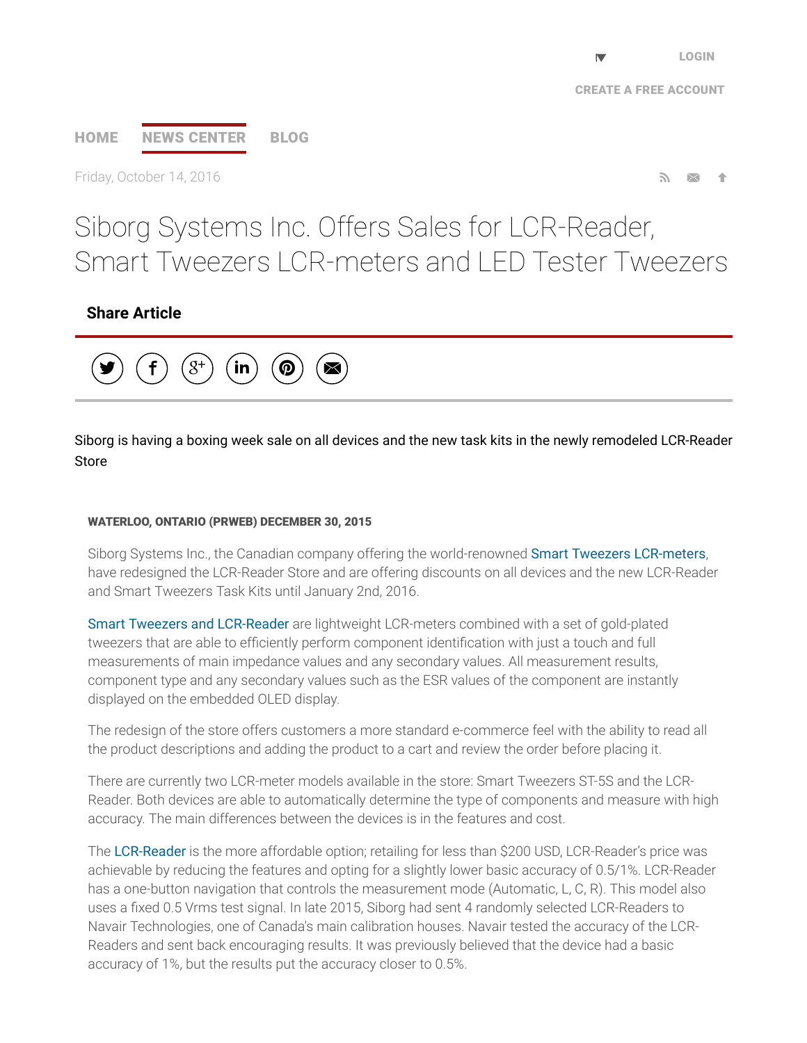# Siborg Systems Inc. Offers Sales for LCR-Reader, Smart Tweezers LCR-meters and LED Tester Tweezers

Siborg is having a boxing week sale on all devices and the new task kits in the newly remodeled LCR-Reader Store

**WATERLOO, ONTARIO (PRWEB) DECEMBER 30, 2015**

Siborg Systems Inc., the Canadian company offering the world-renowned Smart Tweezers LCR-meters, have redesigned the LCR-Reader Store and are offering discounts on all devices and the new LCR-Reader and Smart Tweezers Task Kits until January 2nd, 2016.

Smart Tweezers and LCR-Reader are lightweight LCR-meters combined with a set of gold-plated tweezers that are able to efficiently perform component identification with just a touch and full measurements of main impedance values and any secondary values. All measurement results, component type and any secondary values such as the ESR values of the component are instantly displayed on the embedded OLED display.

The redesign of the store offers customers a more standard e-commerce feel with the ability to read all the product descriptions and adding the product to a cart and review the order before placing it.

There are currently two LCR-meter models available in the store: Smart Tweezers ST-5S and the LCR-Reader. Both devices are able to automatically determine the type of components and measure with high accuracy. The main differences between the devices is in the features and cost.

The LCR-Reader is the more affordable option; retailing for less than $200 USD, LCR-Reader's price was achievable by reducing the features and opting for a slightly lower basic accuracy of 0.5/1%. LCR-Reader has a one-button navigation that controls the measurement mode (Automatic, L, C, R). This model also uses a fixed 0.5 Vrms test signal. In late 2015, Siborg had sent 4 randomly selected LCR-Readers to Navair Technologies, one of Canada's main calibration houses. Navair tested the accuracy of the LCR-Readers and sent back encouraging results. It was previously believed that the device had a basic accuracy of 1%, but the results put the accuracy closer to 0.5%.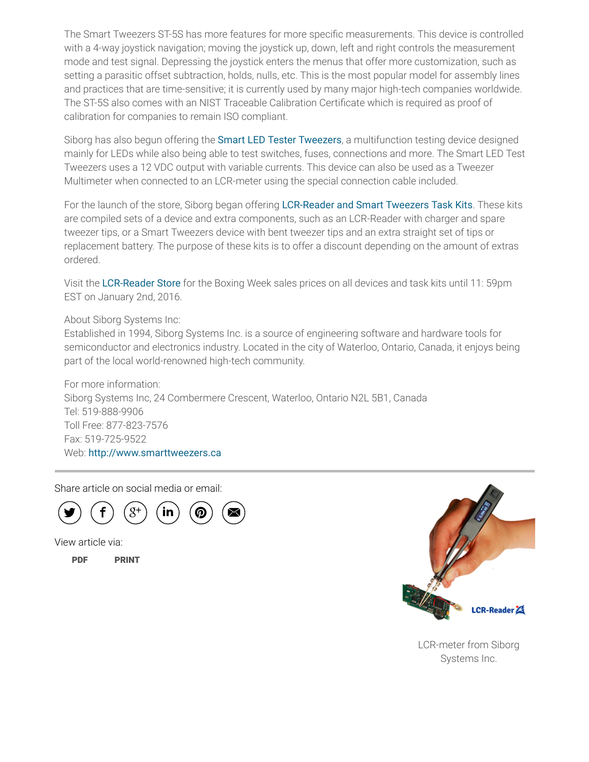The Smart Tweezers ST-5S has more features for more specific measurements. This device is controlled with a 4-way joystick navigation; moving the joystick up, down, left and right controls the measurement mode and test signal. Depressing the joystick enters the menus that offer more customization, such as setting a parasitic offset subtraction, holds, nulls, etc. This is the most popular model for assembly lines and practices that are time-sensitive; it is currently used by many major high-tech companies worldwide. The ST-5S also comes with an NIST Traceable Calibration Certificate which is required as proof of calibration for companies to remain ISO compliant.

Siborg has also begun offering the Smart LED Tester Tweezers, a multifunction testing device designed mainly for LEDs while also being able to test switches, fuses, connections and more. The Smart LED Test Tweezers uses a 12 VDC output with variable currents. This device can also be used as a Tweezer Multimeter when connected to an LCR-meter using the special connection cable included.

For the launch of the store, Siborg began offering LCR-Reader and Smart Tweezers Task Kits. These kits are compiled sets of a device and extra components, such as an LCR-Reader with charger and spare tweezer tips, or a Smart Tweezers device with bent tweezer tips and an extra straight set of tips or replacement battery. The purpose of these kits is to offer a discount depending on the amount of extras ordered.

Visit the LCR-Reader Store for the Boxing Week sales prices on all devices and task kits until 11: 59pm EST on January 2nd, 2016.

About Siborg Systems Inc:
Established in 1994, Siborg Systems Inc. is a source of engineering software and hardware tools for semiconductor and electronics industry. Located in the city of Waterloo, Ontario, Canada, it enjoys being part of the local world-renowned high-tech community.

For more information:
Siborg Systems Inc, 24 Combermere Crescent, Waterloo, Ontario N2L 5B1, Canada
Tel: 519-888-9906
Toll Free: 877-823-7576
Fax: 519-725-9522
Web: http://www.smarttweezers.ca

---

Share article on social media or email:

View article via:

**PDF** **PRINT**

LCR-meter from Siborg Systems Inc.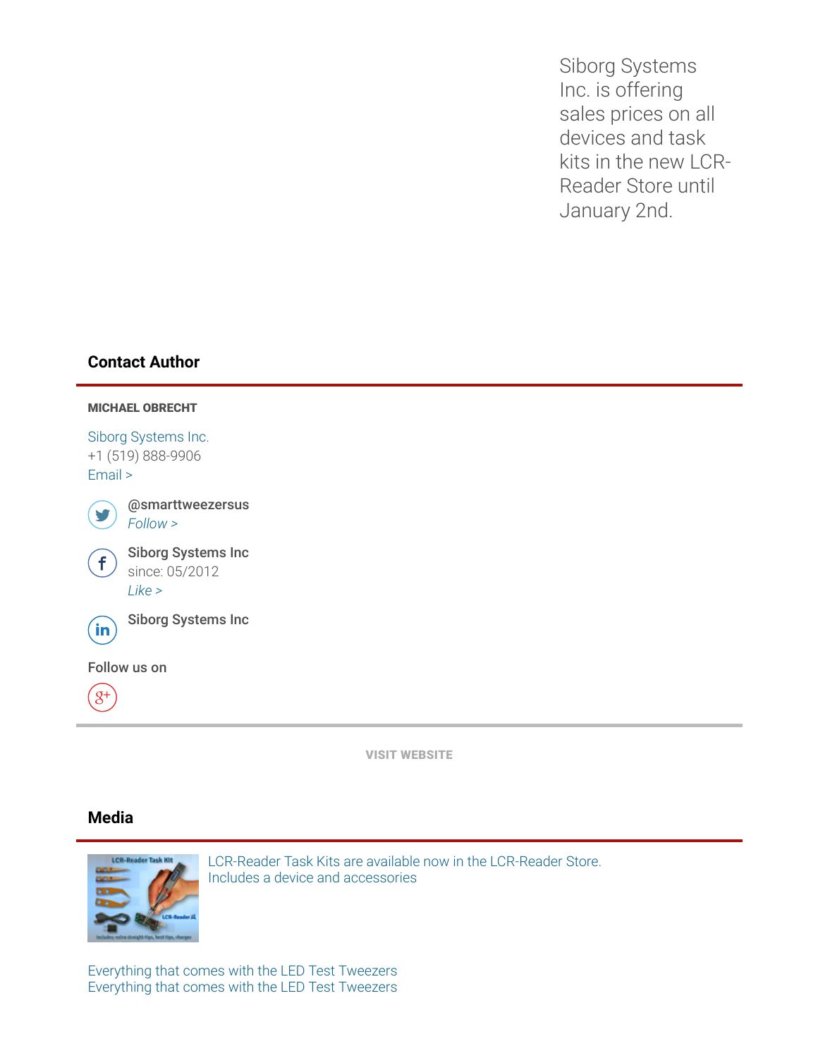Siborg Systems Inc. is offering sales prices on all devices and task kits in the new LCR-Reader Store until January 2nd.

## Contact Author

**MICHAEL OBRECHT**

Siborg Systems Inc.
+1 (519) 888-9906
Email >

**@smarttweezersus**
*Follow >*

**Siborg Systems Inc**
since: 05/2012
*Like >*

**Siborg Systems Inc**

**Follow us on**

**VISIT WEBSITE**

## Media

LCR-Reader Task Kits are available now in the LCR-Reader Store.
Includes a device and accessories

Everything that comes with the LED Test Tweezers
Everything that comes with the LED Test Tweezers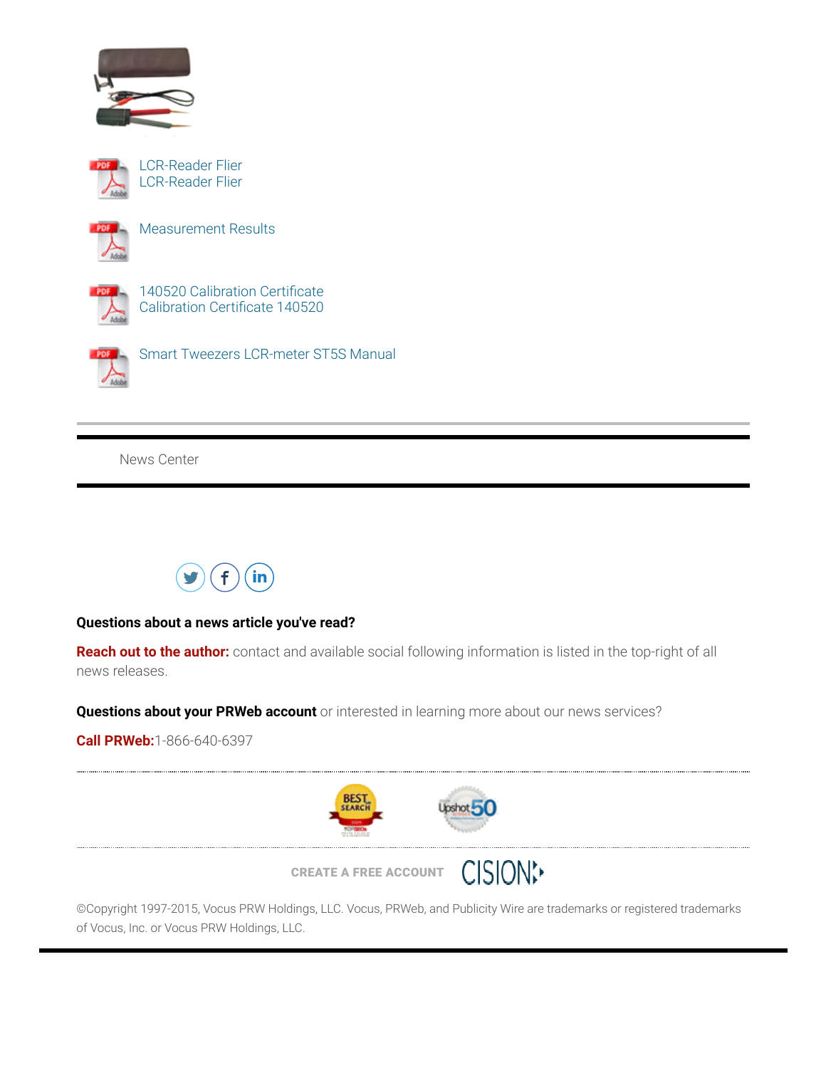LCR-Reader Flier
LCR-Reader Flier

Measurement Results

140520 Calibration Certificate
Calibration Certificate 140520

Smart Tweezers LCR-meter ST5S Manual

News Center

**Questions about a news article you've read?**

**Reach out to the author:** contact and available social following information is listed in the top-right of all news releases.

**Questions about your PRWeb account** or interested in learning more about our news services?

**Call PRWeb:**1-866-640-6397

CREATE A FREE ACCOUNT

©Copyright 1997-2015, Vocus PRW Holdings, LLC. Vocus, PRWeb, and Publicity Wire are trademarks or registered trademarks of Vocus, Inc. or Vocus PRW Holdings, LLC.